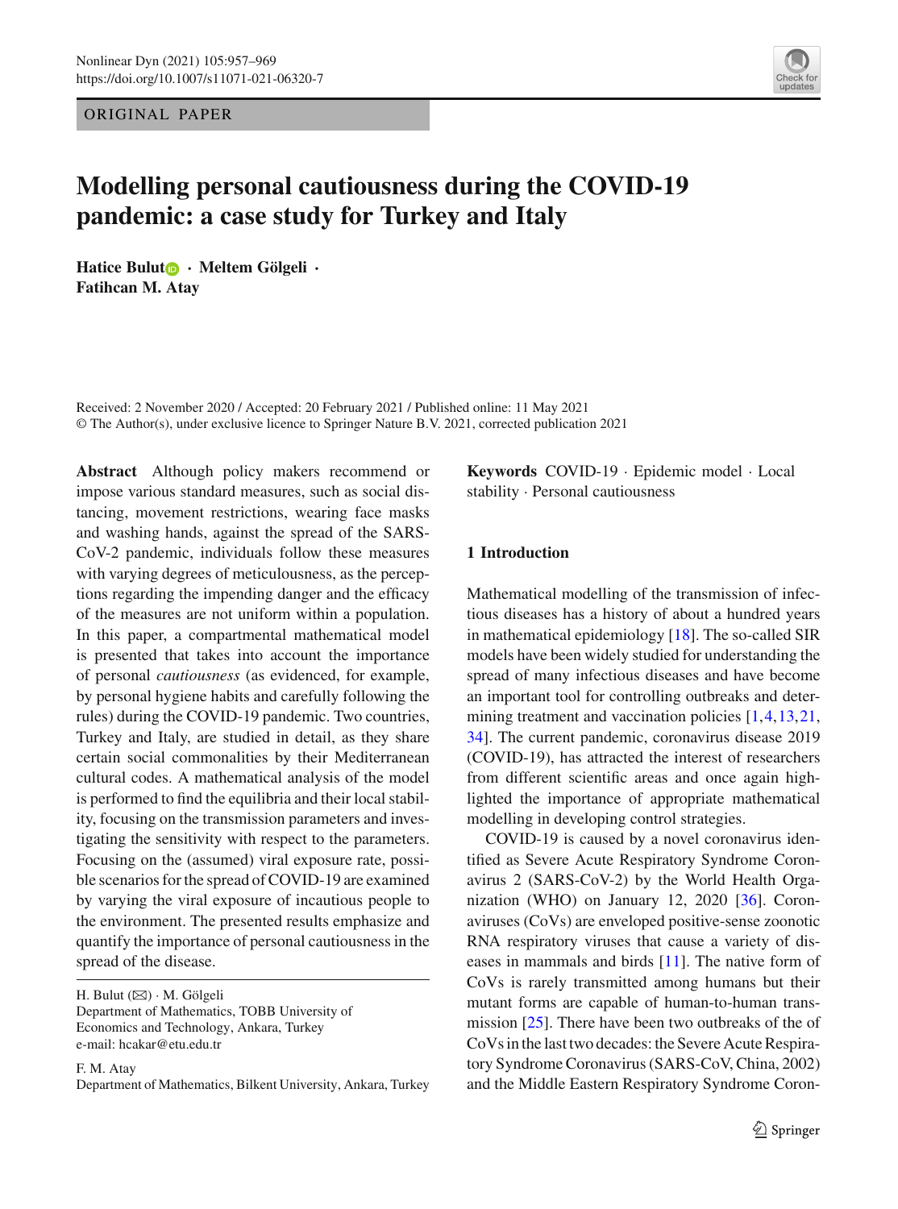ORIGINAL PAPER

# Modelling personal cautiousness during the COVID-19 pandemic: a case study for Turkey and Italy

**Hatice Bulut · Meltem Gölgeli · Fatihcan M. Atay**

Received: 2 November 2020 / Accepted: 20 February 2021 / Published online: 11 May 2021
© The Author(s), under exclusive licence to Springer Nature B.V. 2021, corrected publication 2021

**Abstract** Although policy makers recommend or impose various standard measures, such as social distancing, movement restrictions, wearing face masks and washing hands, against the spread of the SARS-CoV-2 pandemic, individuals follow these measures with varying degrees of meticulousness, as the perceptions regarding the impending danger and the efficacy of the measures are not uniform within a population. In this paper, a compartmental mathematical model is presented that takes into account the importance of personal *cautiousness* (as evidenced, for example, by personal hygiene habits and carefully following the rules) during the COVID-19 pandemic. Two countries, Turkey and Italy, are studied in detail, as they share certain social commonalities by their Mediterranean cultural codes. A mathematical analysis of the model is performed to find the equilibria and their local stability, focusing on the transmission parameters and investigating the sensitivity with respect to the parameters. Focusing on the (assumed) viral exposure rate, possible scenarios for the spread of COVID-19 are examined by varying the viral exposure of incautious people to the environment. The presented results emphasize and quantify the importance of personal cautiousness in the spread of the disease.

H. Bulut (✉) · M. Gölgeli
Department of Mathematics, TOBB University of Economics and Technology, Ankara, Turkey
e-mail: hcakar@etu.edu.tr

F. M. Atay
Department of Mathematics, Bilkent University, Ankara, Turkey

**Keywords** COVID-19 · Epidemic model · Local stability · Personal cautiousness

## 1 Introduction

Mathematical modelling of the transmission of infectious diseases has a history of about a hundred years in mathematical epidemiology [18]. The so-called SIR models have been widely studied for understanding the spread of many infectious diseases and have become an important tool for controlling outbreaks and determining treatment and vaccination policies [1,4,13,21,34]. The current pandemic, coronavirus disease 2019 (COVID-19), has attracted the interest of researchers from different scientific areas and once again highlighted the importance of appropriate mathematical modelling in developing control strategies.

COVID-19 is caused by a novel coronavirus identified as Severe Acute Respiratory Syndrome Coronavirus 2 (SARS-CoV-2) by the World Health Organization (WHO) on January 12, 2020 [36]. Coronaviruses (CoVs) are enveloped positive-sense zoonotic RNA respiratory viruses that cause a variety of diseases in mammals and birds [11]. The native form of CoVs is rarely transmitted among humans but their mutant forms are capable of human-to-human transmission [25]. There have been two outbreaks of the of CoVs in the last two decades: the Severe Acute Respiratory Syndrome Coronavirus (SARS-CoV, China, 2002) and the Middle Eastern Respiratory Syndrome Coron-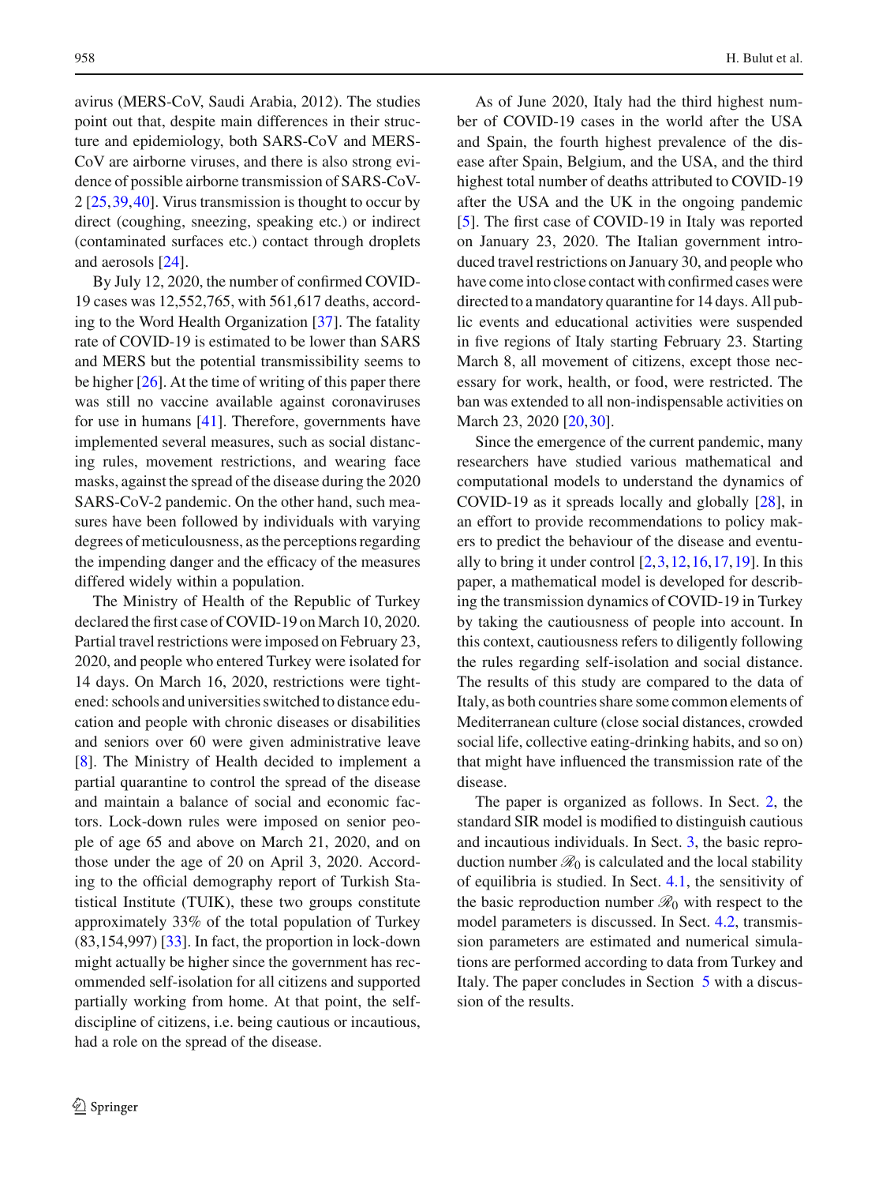avirus (MERS-CoV, Saudi Arabia, 2012). The studies point out that, despite main differences in their structure and epidemiology, both SARS-CoV and MERS-CoV are airborne viruses, and there is also strong evidence of possible airborne transmission of SARS-CoV-2 [25,39,40]. Virus transmission is thought to occur by direct (coughing, sneezing, speaking etc.) or indirect (contaminated surfaces etc.) contact through droplets and aerosols [24].

By July 12, 2020, the number of confirmed COVID-19 cases was 12,552,765, with 561,617 deaths, according to the Word Health Organization [37]. The fatality rate of COVID-19 is estimated to be lower than SARS and MERS but the potential transmissibility seems to be higher [26]. At the time of writing of this paper there was still no vaccine available against coronaviruses for use in humans [41]. Therefore, governments have implemented several measures, such as social distancing rules, movement restrictions, and wearing face masks, against the spread of the disease during the 2020 SARS-CoV-2 pandemic. On the other hand, such measures have been followed by individuals with varying degrees of meticulousness, as the perceptions regarding the impending danger and the efficacy of the measures differed widely within a population.

The Ministry of Health of the Republic of Turkey declared the first case of COVID-19 on March 10, 2020. Partial travel restrictions were imposed on February 23, 2020, and people who entered Turkey were isolated for 14 days. On March 16, 2020, restrictions were tightened: schools and universities switched to distance education and people with chronic diseases or disabilities and seniors over 60 were given administrative leave [8]. The Ministry of Health decided to implement a partial quarantine to control the spread of the disease and maintain a balance of social and economic factors. Lock-down rules were imposed on senior people of age 65 and above on March 21, 2020, and on those under the age of 20 on April 3, 2020. According to the official demography report of Turkish Statistical Institute (TUIK), these two groups constitute approximately 33% of the total population of Turkey (83,154,997) [33]. In fact, the proportion in lock-down might actually be higher since the government has recommended self-isolation for all citizens and supported partially working from home. At that point, the self-discipline of citizens, i.e. being cautious or incautious, had a role on the spread of the disease.

As of June 2020, Italy had the third highest number of COVID-19 cases in the world after the USA and Spain, the fourth highest prevalence of the disease after Spain, Belgium, and the USA, and the third highest total number of deaths attributed to COVID-19 after the USA and the UK in the ongoing pandemic [5]. The first case of COVID-19 in Italy was reported on January 23, 2020. The Italian government introduced travel restrictions on January 30, and people who have come into close contact with confirmed cases were directed to a mandatory quarantine for 14 days. All public events and educational activities were suspended in five regions of Italy starting February 23. Starting March 8, all movement of citizens, except those necessary for work, health, or food, were restricted. The ban was extended to all non-indispensable activities on March 23, 2020 [20,30].

Since the emergence of the current pandemic, many researchers have studied various mathematical and computational models to understand the dynamics of COVID-19 as it spreads locally and globally [28], in an effort to provide recommendations to policy makers to predict the behaviour of the disease and eventually to bring it under control [2,3,12,16,17,19]. In this paper, a mathematical model is developed for describing the transmission dynamics of COVID-19 in Turkey by taking the cautiousness of people into account. In this context, cautiousness refers to diligently following the rules regarding self-isolation and social distance. The results of this study are compared to the data of Italy, as both countries share some common elements of Mediterranean culture (close social distances, crowded social life, collective eating-drinking habits, and so on) that might have influenced the transmission rate of the disease.

The paper is organized as follows. In Sect. 2, the standard SIR model is modified to distinguish cautious and incautious individuals. In Sect. 3, the basic reproduction number $\mathscr{R}_0$ is calculated and the local stability of equilibria is studied. In Sect. 4.1, the sensitivity of the basic reproduction number $\mathscr{R}_0$ with respect to the model parameters is discussed. In Sect. 4.2, transmission parameters are estimated and numerical simulations are performed according to data from Turkey and Italy. The paper concludes in Section 5 with a discussion of the results.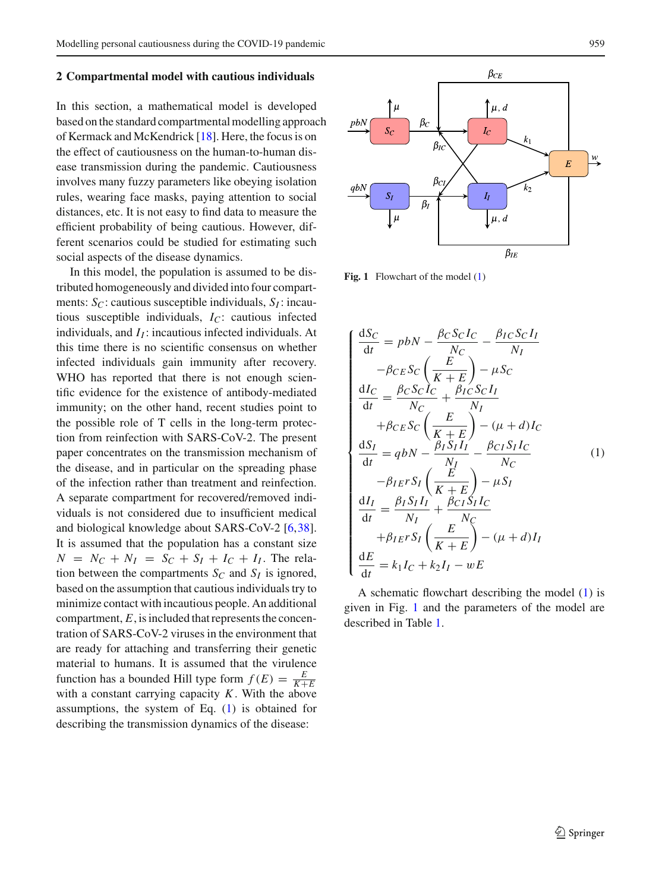## 2 Compartmental model with cautious individuals

In this section, a mathematical model is developed based on the standard compartmental modelling approach of Kermack and McKendrick [18]. Here, the focus is on the effect of cautiousness on the human-to-human disease transmission during the pandemic. Cautiousness involves many fuzzy parameters like obeying isolation rules, wearing face masks, paying attention to social distances, etc. It is not easy to find data to measure the efficient probability of being cautious. However, different scenarios could be studied for estimating such social aspects of the disease dynamics.

In this model, the population is assumed to be distributed homogeneously and divided into four compartments: $S_C$: cautious susceptible individuals, $S_I$: incautious susceptible individuals, $I_C$: cautious infected individuals, and $I_I$: incautious infected individuals. At this time there is no scientific consensus on whether infected individuals gain immunity after recovery. WHO has reported that there is not enough scientific evidence for the existence of antibody-mediated immunity; on the other hand, recent studies point to the possible role of T cells in the long-term protection from reinfection with SARS-CoV-2. The present paper concentrates on the transmission mechanism of the disease, and in particular on the spreading phase of the infection rather than treatment and reinfection. A separate compartment for recovered/removed individuals is not considered due to insufficient medical and biological knowledge about SARS-CoV-2 [6,38]. It is assumed that the population has a constant size $N = N_C + N_I = S_C + S_I + I_C + I_I$. The relation between the compartments $S_C$ and $S_I$ is ignored, based on the assumption that cautious individuals try to minimize contact with incautious people. An additional compartment, $E$, is included that represents the concentration of SARS-CoV-2 viruses in the environment that are ready for attaching and transferring their genetic material to humans. It is assumed that the virulence function has a bounded Hill type form $f(E) = \frac{E}{K+E}$ with a constant carrying capacity $K$. With the above assumptions, the system of Eq. (1) is obtained for describing the transmission dynamics of the disease:

**Fig. 1** Flowchart of the model (1)

$$
\begin{cases}
\dfrac{dS_C}{dt} = pbN - \dfrac{\beta_C S_C I_C}{N_C} - \dfrac{\beta_{IC} S_C I_I}{N_I} \\
\qquad -\beta_{CE} S_C \left(\dfrac{E}{K+E}\right) - \mu S_C \\
\dfrac{dI_C}{dt} = \dfrac{\beta_C S_C I_C}{N_C} + \dfrac{\beta_{IC} S_C I_I}{N_I} \\
\qquad +\beta_{CE} S_C \left(\dfrac{E}{K+E}\right) - (\mu + d) I_C \\
\dfrac{dS_I}{dt} = qbN - \dfrac{\beta_I S_I I_I}{N_I} - \dfrac{\beta_{CI} S_I I_C}{N_C} \\
\qquad -\beta_{IE} r S_I \left(\dfrac{E}{K+E}\right) - \mu S_I \\
\dfrac{dI_I}{dt} = \dfrac{\beta_I S_I I_I}{N_I} + \dfrac{\beta_{CI} S_I I_C}{N_C} \\
\qquad +\beta_{IE} r S_I \left(\dfrac{E}{K+E}\right) - (\mu + d) I_I \\
\dfrac{dE}{dt} = k_1 I_C + k_2 I_I - wE
\end{cases}
\tag{1}
$$

A schematic flowchart describing the model (1) is given in Fig. 1 and the parameters of the model are described in Table 1.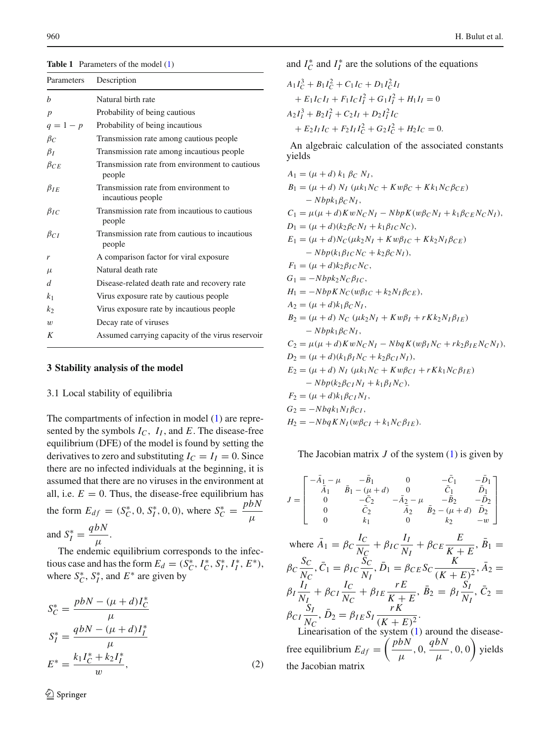**Table 1** Parameters of the model (1)

| Parameters | Description |
|---|---|
| $b$ | Natural birth rate |
| $p$ | Probability of being cautious |
| $q = 1 - p$ | Probability of being incautious |
| $\beta_C$ | Transmission rate among cautious people |
| $\beta_I$ | Transmission rate among incautious people |
| $\beta_{CE}$ | Transmission rate from environment to cautious people |
| $\beta_{IE}$ | Transmission rate from environment to incautious people |
| $\beta_{IC}$ | Transmission rate from incautious to cautious people |
| $\beta_{CI}$ | Transmission rate from cautious to incautious people |
| $r$ | A comparison factor for viral exposure |
| $\mu$ | Natural death rate |
| $d$ | Disease-related death rate and recovery rate |
| $k_1$ | Virus exposure rate by cautious people |
| $k_2$ | Virus exposure rate by incautious people |
| $w$ | Decay rate of viruses |
| $K$ | Assumed carrying capacity of the virus reservoir |

## 3 Stability analysis of the model

### 3.1 Local stability of equilibria

The compartments of infection in model (1) are represented by the symbols $I_C$, $I_I$, and $E$. The disease-free equilibrium (DFE) of the model is found by setting the derivatives to zero and substituting $I_C = I_I = 0$. Since there are no infected individuals at the beginning, it is assumed that there are no viruses in the environment at all, i.e. $E = 0$. Thus, the disease-free equilibrium has the form $E_{df} = (S_C^*, 0, S_I^*, 0, 0)$, where $S_C^* = \dfrac{pbN}{\mu}$ and $S_I^* = \dfrac{qbN}{\mu}$.

The endemic equilibrium corresponds to the infectious case and has the form $E_d = (S_C^*, I_C^*, S_I^*, I_I^*, E^*)$, where $S_C^*$, $S_I^*$, and $E^*$ are given by

$$
\begin{aligned}
S_C^* &= \frac{pbN - (\mu + d)I_C^*}{\mu} \\
S_I^* &= \frac{qbN - (\mu + d)I_I^*}{\mu} \\
E^* &= \frac{k_1 I_C^* + k_2 I_I^*}{w},
\end{aligned}
\tag{2}
$$

and $I_C^*$ and $I_I^*$ are the solutions of the equations

$$
\begin{aligned}
&A_1 I_C^3 + B_1 I_C^2 + C_1 I_C + D_1 I_C^2 I_I \\
&\quad + E_1 I_C I_I + F_1 I_C I_I^2 + G_1 I_I^2 + H_1 I_I = 0 \\
&A_2 I_I^3 + B_2 I_I^2 + C_2 I_I + D_2 I_I^2 I_C \\
&\quad + E_2 I_I I_C + F_2 I_I I_C^2 + G_2 I_C^2 + H_2 I_C = 0.
\end{aligned}
$$

An algebraic calculation of the associated constants yields

$$
\begin{aligned}
A_1 &= (\mu + d)\, k_1\, \beta_C\, N_I, \\
B_1 &= (\mu + d)\, N_I\, (\mu k_1 N_C + K w \beta_C + K k_1 N_C \beta_{CE}) \\
&\quad - N b p k_1 \beta_C N_I, \\
C_1 &= \mu(\mu + d) K w N_C N_I - N b p K (w \beta_C N_I + k_1 \beta_{CE} N_C N_I), \\
D_1 &= (\mu + d)(k_2 \beta_C N_I + k_1 \beta_{IC} N_C), \\
E_1 &= (\mu + d) N_C (\mu k_2 N_I + K w \beta_{IC} + K k_2 N_I \beta_{CE}) \\
&\quad - N b p (k_1 \beta_{IC} N_C + k_2 \beta_C N_I), \\
F_1 &= (\mu + d) k_2 \beta_{IC} N_C, \\
G_1 &= -N b p k_2 N_C \beta_{IC}, \\
H_1 &= -N b p K N_C (w \beta_{IC} + k_2 N_I \beta_{CE}), \\
A_2 &= (\mu + d) k_1 \beta_C N_I, \\
B_2 &= (\mu + d)\, N_C\, (\mu k_2 N_I + K w \beta_I + r K k_2 N_I \beta_{IE}) \\
&\quad - N b p k_1 \beta_C N_I, \\
C_2 &= \mu(\mu + d) K w N_C N_I - N b q K (w \beta_I N_C + r k_2 \beta_{IE} N_C N_I), \\
D_2 &= (\mu + d)(k_1 \beta_I N_C + k_2 \beta_{CI} N_I), \\
E_2 &= (\mu + d)\, N_I\, (\mu k_1 N_C + K w \beta_{CI} + r K k_1 N_C \beta_{IE}) \\
&\quad - N b p (k_2 \beta_{CI} N_I + k_1 \beta_I N_C), \\
F_2 &= (\mu + d) k_1 \beta_{CI} N_I, \\
G_2 &= -N b q k_1 N_I \beta_{CI}, \\
H_2 &= -N b q K N_I (w \beta_{CI} + k_1 N_C \beta_{IE}).
\end{aligned}
$$

The Jacobian matrix $J$ of the system (1) is given by

$$
J = \begin{bmatrix}
-\bar{A}_1 - \mu & -\bar{B}_1 & 0 & -\bar{C}_1 & -\bar{D}_1 \\
\bar{A}_1 & \bar{B}_1 - (\mu + d) & 0 & \bar{C}_1 & \bar{D}_1 \\
0 & -\bar{C}_2 & -\bar{A}_2 - \mu & -\bar{B}_2 & -\bar{D}_2 \\
0 & \bar{C}_2 & \bar{A}_2 & \bar{B}_2 - (\mu + d) & \bar{D}_2 \\
0 & k_1 & 0 & k_2 & -w
\end{bmatrix}
$$

where $\bar{A}_1 = \beta_C \dfrac{I_C}{N_C} + \beta_{IC} \dfrac{I_I}{N_I} + \beta_{CE} \dfrac{E}{K + E}$, $\bar{B}_1 = \beta_C \dfrac{S_C}{N_C}$, $\bar{C}_1 = \beta_{IC} \dfrac{S_C}{N_I}$, $\bar{D}_1 = \beta_{CE} S_C \dfrac{K}{(K + E)^2}$, $\bar{A}_2 = \beta_I \dfrac{I_I}{N_I} + \beta_{CI} \dfrac{I_C}{N_C} + \beta_{IE} \dfrac{rE}{K + E}$, $\bar{B}_2 = \beta_I \dfrac{S_I}{N_I}$, $\bar{C}_2 = \beta_{CI} \dfrac{S_I}{N_C}$, $\bar{D}_2 = \beta_{IE} S_I \dfrac{rK}{(K + E)^2}$.

Linearisation of the system (1) around the disease-free equilibrium $E_{df} = \left(\dfrac{pbN}{\mu}, 0, \dfrac{qbN}{\mu}, 0, 0\right)$ yields the Jacobian matrix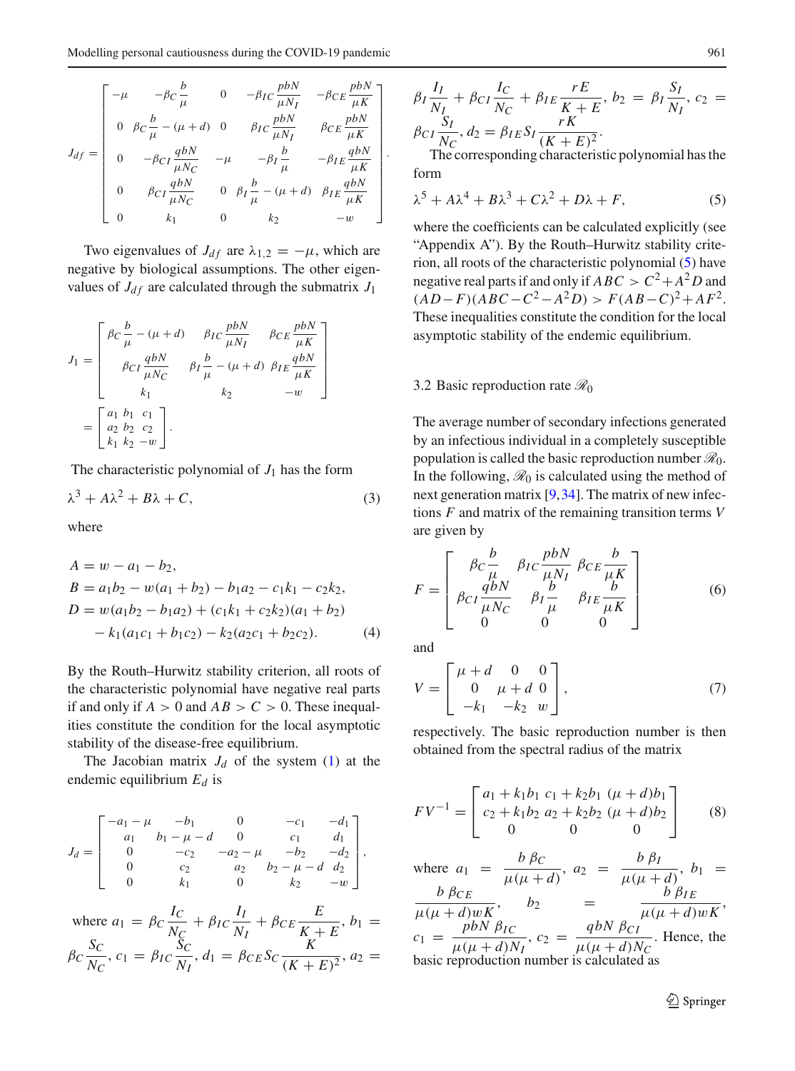$$J_{df} = \begin{bmatrix} -\mu & -\beta_C \frac{b}{\mu} & 0 & -\beta_{IC} \frac{pbN}{\mu N_I} & -\beta_{CE} \frac{pbN}{\mu K} \\ 0 & \beta_C \frac{b}{\mu} - (\mu + d) & 0 & \beta_{IC} \frac{pbN}{\mu N_I} & \beta_{CE} \frac{pbN}{\mu K} \\ 0 & -\beta_{CI} \frac{qbN}{\mu N_C} & -\mu & -\beta_I \frac{b}{\mu} & -\beta_{IE} \frac{qbN}{\mu K} \\ 0 & \beta_{CI} \frac{qbN}{\mu N_C} & 0 & \beta_I \frac{b}{\mu} - (\mu + d) & \beta_{IE} \frac{qbN}{\mu K} \\ 0 & k_1 & 0 & k_2 & -w \end{bmatrix}.$$

Two eigenvalues of $J_{df}$ are $\lambda_{1,2} = -\mu$, which are negative by biological assumptions. The other eigenvalues of $J_{df}$ are calculated through the submatrix $J_1$

$$J_1 = \begin{bmatrix} \beta_C \frac{b}{\mu} - (\mu + d) & \beta_{IC} \frac{pbN}{\mu N_I} & \beta_{CE} \frac{pbN}{\mu K} \\ \beta_{CI} \frac{qbN}{\mu N_C} & \beta_I \frac{b}{\mu} - (\mu + d) & \beta_{IE} \frac{qbN}{\mu K} \\ k_1 & k_2 & -w \end{bmatrix} = \begin{bmatrix} a_1 & b_1 & c_1 \\ a_2 & b_2 & c_2 \\ k_1 & k_2 & -w \end{bmatrix}.$$

The characteristic polynomial of $J_1$ has the form

$$\lambda^3 + A\lambda^2 + B\lambda + C, \tag{3}$$

where

$$\begin{aligned} A &= w - a_1 - b_2, \\ B &= a_1 b_2 - w(a_1 + b_2) - b_1 a_2 - c_1 k_1 - c_2 k_2, \\ D &= w(a_1 b_2 - b_1 a_2) + (c_1 k_1 + c_2 k_2)(a_1 + b_2) \\ &\quad - k_1(a_1 c_1 + b_1 c_2) - k_2(a_2 c_1 + b_2 c_2). \end{aligned} \tag{4}$$

By the Routh–Hurwitz stability criterion, all roots of the characteristic polynomial have negative real parts if and only if $A > 0$ and $AB > C > 0$. These inequalities constitute the condition for the local asymptotic stability of the disease-free equilibrium.

The Jacobian matrix $J_d$ of the system (1) at the endemic equilibrium $E_d$ is

$$J_d = \begin{bmatrix} -a_1 - \mu & -b_1 & 0 & -c_1 & -d_1 \\ a_1 & b_1 - \mu - d & 0 & c_1 & d_1 \\ 0 & -c_2 & -a_2 - \mu & -b_2 & -d_2 \\ 0 & c_2 & a_2 & b_2 - \mu - d & d_2 \\ 0 & k_1 & 0 & k_2 & -w \end{bmatrix},$$

where $a_1 = \beta_C \frac{I_C}{N_C} + \beta_{IC} \frac{I_I}{N_I} + \beta_{CE} \frac{E}{K + E}$, $b_1 = \beta_C \frac{S_C}{N_C}$, $c_1 = \beta_{IC} \frac{S_C}{N_I}$, $d_1 = \beta_{CE} S_C \frac{K}{(K + E)^2}$, $a_2 = \beta_I \frac{I_I}{N_I} + \beta_{CI} \frac{I_C}{N_C} + \beta_{IE} \frac{rE}{K + E}$, $b_2 = \beta_I \frac{S_I}{N_I}$, $c_2 = \beta_{CI} \frac{S_I}{N_C}$, $d_2 = \beta_{IE} S_I \frac{rK}{(K + E)^2}$.

The corresponding characteristic polynomial has the form

$$\lambda^5 + A\lambda^4 + B\lambda^3 + C\lambda^2 + D\lambda + F, \tag{5}$$

where the coefficients can be calculated explicitly (see "Appendix A"). By the Routh–Hurwitz stability criterion, all roots of the characteristic polynomial (5) have negative real parts if and only if $ABC > C^2 + A^2 D$ and $(AD - F)(ABC - C^2 - A^2 D) > F(AB - C)^2 + AF^2$. These inequalities constitute the condition for the local asymptotic stability of the endemic equilibrium.

### 3.2 Basic reproduction rate $\mathscr{R}_0$

The average number of secondary infections generated by an infectious individual in a completely susceptible population is called the basic reproduction number $\mathscr{R}_0$. In the following, $\mathscr{R}_0$ is calculated using the method of next generation matrix [9,34]. The matrix of new infections $F$ and matrix of the remaining transition terms $V$ are given by

$$F = \begin{bmatrix} \beta_C \frac{b}{\mu} & \beta_{IC} \frac{pbN}{\mu N_I} & \beta_{CE} \frac{b}{\mu K} \\ \beta_{CI} \frac{qbN}{\mu N_C} & \beta_I \frac{b}{\mu} & \beta_{IE} \frac{b}{\mu K} \\ 0 & 0 & 0 \end{bmatrix} \tag{6}$$

and

$$V = \begin{bmatrix} \mu + d & 0 & 0 \\ 0 & \mu + d & 0 \\ -k_1 & -k_2 & w \end{bmatrix}, \tag{7}$$

respectively. The basic reproduction number is then obtained from the spectral radius of the matrix

$$FV^{-1} = \begin{bmatrix} a_1 + k_1 b_1 & c_1 + k_2 b_1 & (\mu + d) b_1 \\ c_2 + k_1 b_2 & a_2 + k_2 b_2 & (\mu + d) b_2 \\ 0 & 0 & 0 \end{bmatrix} \tag{8}$$

where $a_1 = \frac{b\,\beta_C}{\mu(\mu + d)}$, $a_2 = \frac{b\,\beta_I}{\mu(\mu + d)}$, $b_1 = \frac{b\,\beta_{CE}}{\mu(\mu + d)wK}$, $b_2 = \frac{b\,\beta_{IE}}{\mu(\mu + d)wK}$, $c_1 = \frac{pbN\,\beta_{IC}}{\mu(\mu + d)N_I}$, $c_2 = \frac{qbN\,\beta_{CI}}{\mu(\mu + d)N_C}$. Hence, the basic reproduction number is calculated as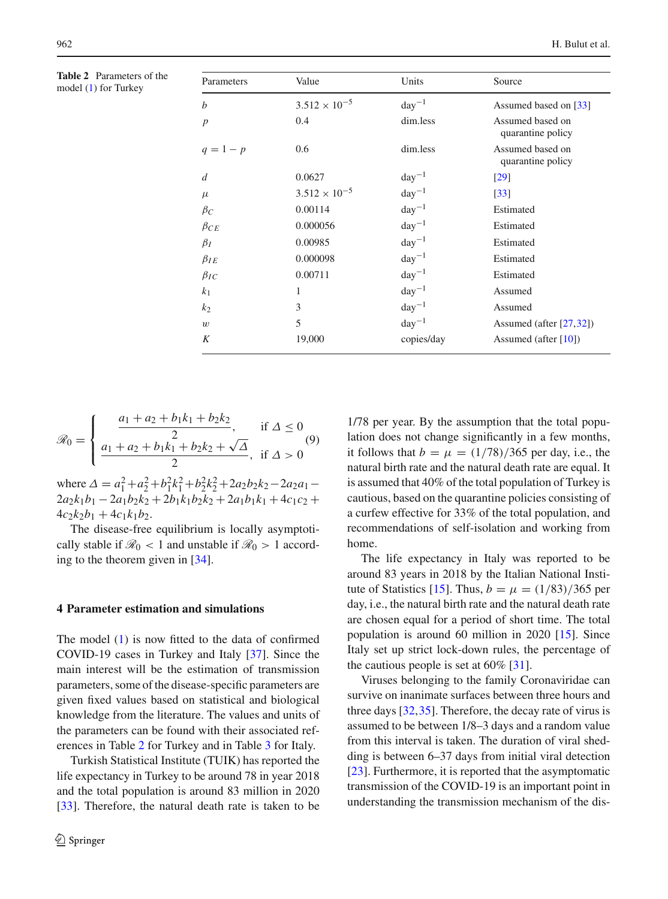**Table 2** Parameters of the model (1) for Turkey

| Parameters | Value | Units | Source |
|---|---|---|---|
| $b$ | $3.512 \times 10^{-5}$ | day$^{-1}$ | Assumed based on [33] |
| $p$ | 0.4 | dim.less | Assumed based on quarantine policy |
| $q = 1 - p$ | 0.6 | dim.less | Assumed based on quarantine policy |
| $d$ | 0.0627 | day$^{-1}$ | [29] |
| $\mu$ | $3.512 \times 10^{-5}$ | day$^{-1}$ | [33] |
| $\beta_C$ | 0.00114 | day$^{-1}$ | Estimated |
| $\beta_{CE}$ | 0.000056 | day$^{-1}$ | Estimated |
| $\beta_I$ | 0.00985 | day$^{-1}$ | Estimated |
| $\beta_{IE}$ | 0.000098 | day$^{-1}$ | Estimated |
| $\beta_{IC}$ | 0.00711 | day$^{-1}$ | Estimated |
| $k_1$ | 1 | day$^{-1}$ | Assumed |
| $k_2$ | 3 | day$^{-1}$ | Assumed |
| $w$ | 5 | day$^{-1}$ | Assumed (after [27,32]) |
| $K$ | 19,000 | copies/day | Assumed (after [10]) |

$$\mathscr{R}_0 = \begin{cases} \dfrac{a_1 + a_2 + b_1 k_1 + b_2 k_2}{2}, & \text{if } \Delta \le 0 \\ \dfrac{a_1 + a_2 + b_1 k_1 + b_2 k_2 + \sqrt{\Delta}}{2}, & \text{if } \Delta > 0 \end{cases} \tag{9}$$

where $\Delta = a_1^2 + a_2^2 + b_1^2 k_1^2 + b_2^2 k_2^2 + 2a_2 b_2 k_2 - 2a_2 a_1 - 2a_2 k_1 b_1 - 2a_1 b_2 k_2 + 2b_1 k_1 b_2 k_2 + 2a_1 b_1 k_1 + 4c_1 c_2 + 4c_2 k_2 b_1 + 4c_1 k_1 b_2$.

The disease-free equilibrium is locally asymptotically stable if $\mathscr{R}_0 < 1$ and unstable if $\mathscr{R}_0 > 1$ according to the theorem given in [34].

## 4 Parameter estimation and simulations

The model (1) is now fitted to the data of confirmed COVID-19 cases in Turkey and Italy [37]. Since the main interest will be the estimation of transmission parameters, some of the disease-specific parameters are given fixed values based on statistical and biological knowledge from the literature. The values and units of the parameters can be found with their associated references in Table 2 for Turkey and in Table 3 for Italy.

Turkish Statistical Institute (TUIK) has reported the life expectancy in Turkey to be around 78 in year 2018 and the total population is around 83 million in 2020 [33]. Therefore, the natural death rate is taken to be 1/78 per year. By the assumption that the total population does not change significantly in a few months, it follows that $b = \mu = (1/78)/365$ per day, i.e., the natural birth rate and the natural death rate are equal. It is assumed that 40% of the total population of Turkey is cautious, based on the quarantine policies consisting of a curfew effective for 33% of the total population, and recommendations of self-isolation and working from home.

The life expectancy in Italy was reported to be around 83 years in 2018 by the Italian National Institute of Statistics [15]. Thus, $b = \mu = (1/83)/365$ per day, i.e., the natural birth rate and the natural death rate are chosen equal for a period of short time. The total population is around 60 million in 2020 [15]. Since Italy set up strict lock-down rules, the percentage of the cautious people is set at 60% [31].

Viruses belonging to the family Coronaviridae can survive on inanimate surfaces between three hours and three days [32,35]. Therefore, the decay rate of virus is assumed to be between 1/8–3 days and a random value from this interval is taken. The duration of viral shedding is between 6–37 days from initial viral detection [23]. Furthermore, it is reported that the asymptomatic transmission of the COVID-19 is an important point in understanding the transmission mechanism of the dis-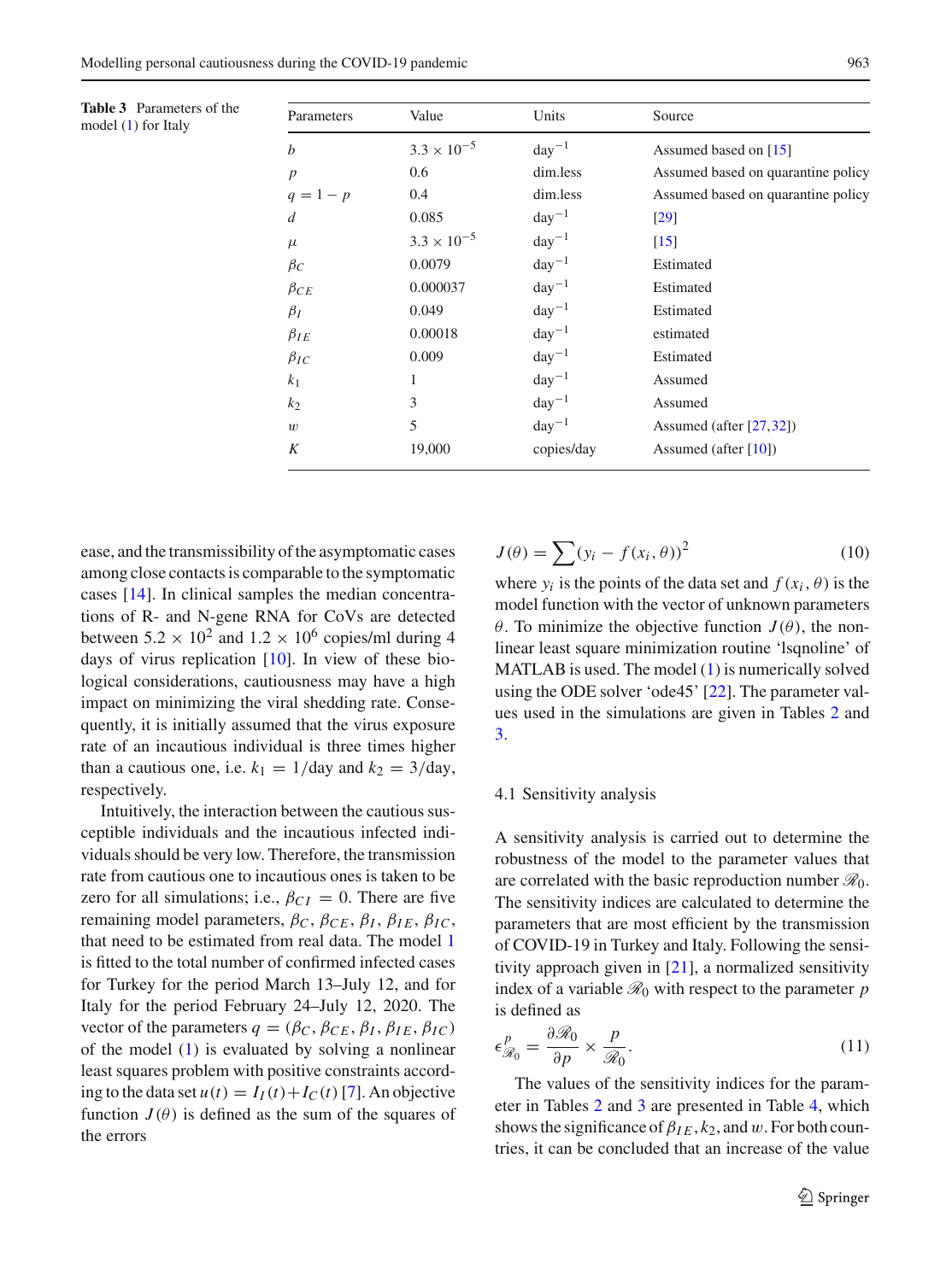**Table 3** Parameters of the model (1) for Italy

| Parameters | Value | Units | Source |
|---|---|---|---|
| $b$ | $3.3 \times 10^{-5}$ | day$^{-1}$ | Assumed based on [15] |
| $p$ | 0.6 | dim.less | Assumed based on quarantine policy |
| $q = 1 - p$ | 0.4 | dim.less | Assumed based on quarantine policy |
| $d$ | 0.085 | day$^{-1}$ | [29] |
| $\mu$ | $3.3 \times 10^{-5}$ | day$^{-1}$ | [15] |
| $\beta_C$ | 0.0079 | day$^{-1}$ | Estimated |
| $\beta_{CE}$ | 0.000037 | day$^{-1}$ | Estimated |
| $\beta_I$ | 0.049 | day$^{-1}$ | Estimated |
| $\beta_{IE}$ | 0.00018 | day$^{-1}$ | estimated |
| $\beta_{IC}$ | 0.009 | day$^{-1}$ | Estimated |
| $k_1$ | 1 | day$^{-1}$ | Assumed |
| $k_2$ | 3 | day$^{-1}$ | Assumed |
| $w$ | 5 | day$^{-1}$ | Assumed (after [27,32]) |
| $K$ | 19,000 | copies/day | Assumed (after [10]) |

ease, and the transmissibility of the asymptomatic cases among close contacts is comparable to the symptomatic cases [14]. In clinical samples the median concentrations of R- and N-gene RNA for CoVs are detected between $5.2 \times 10^2$ and $1.2 \times 10^6$ copies/ml during 4 days of virus replication [10]. In view of these biological considerations, cautiousness may have a high impact on minimizing the viral shedding rate. Consequently, it is initially assumed that the virus exposure rate of an incautious individual is three times higher than a cautious one, i.e. $k_1 = 1$/day and $k_2 = 3$/day, respectively.

Intuitively, the interaction between the cautious susceptible individuals and the incautious infected individuals should be very low. Therefore, the transmission rate from cautious one to incautious ones is taken to be zero for all simulations; i.e., $\beta_{CI} = 0$. There are five remaining model parameters, $\beta_C$, $\beta_{CE}$, $\beta_I$, $\beta_{IE}$, $\beta_{IC}$, that need to be estimated from real data. The model 1 is fitted to the total number of confirmed infected cases for Turkey for the period March 13–July 12, and for Italy for the period February 24–July 12, 2020. The vector of the parameters $q = (\beta_C, \beta_{CE}, \beta_I, \beta_{IE}, \beta_{IC})$ of the model (1) is evaluated by solving a nonlinear least squares problem with positive constraints according to the data set $u(t) = I_I(t) + I_C(t)$ [7]. An objective function $J(\theta)$ is defined as the sum of the squares of the errors

$$J(\theta) = \sum (y_i - f(x_i, \theta))^2 \tag{10}$$

where $y_i$ is the points of the data set and $f(x_i, \theta)$ is the model function with the vector of unknown parameters $\theta$. To minimize the objective $J(\theta)$, the nonlinear least square minimization routine 'lsqnoline' of MATLAB is used. The model (1) is numerically solved using the ODE solver 'ode45' [22]. The parameter values used in the simulations are given in Tables 2 and 3.

### 4.1 Sensitivity analysis

A sensitivity analysis is carried out to determine the robustness of the model to the parameter values that are correlated with the basic reproduction number $\mathscr{R}_0$. The sensitivity indices are calculated to determine the parameters that are most efficient by the transmission of COVID-19 in Turkey and Italy. Following the sensitivity approach given in [21], a normalized sensitivity index of a variable $\mathscr{R}_0$ with respect to the parameter $p$ is defined as

$$\epsilon^p_{\mathscr{R}_0} = \frac{\partial \mathscr{R}_0}{\partial p} \times \frac{p}{\mathscr{R}_0}. \tag{11}$$

The values of the sensitivity indices for the parameter in Tables 2 and 3 are presented in Table 4, which shows the significance of $\beta_{IE}$, $k_2$, and $w$. For both countries, it can be concluded that an increase of the value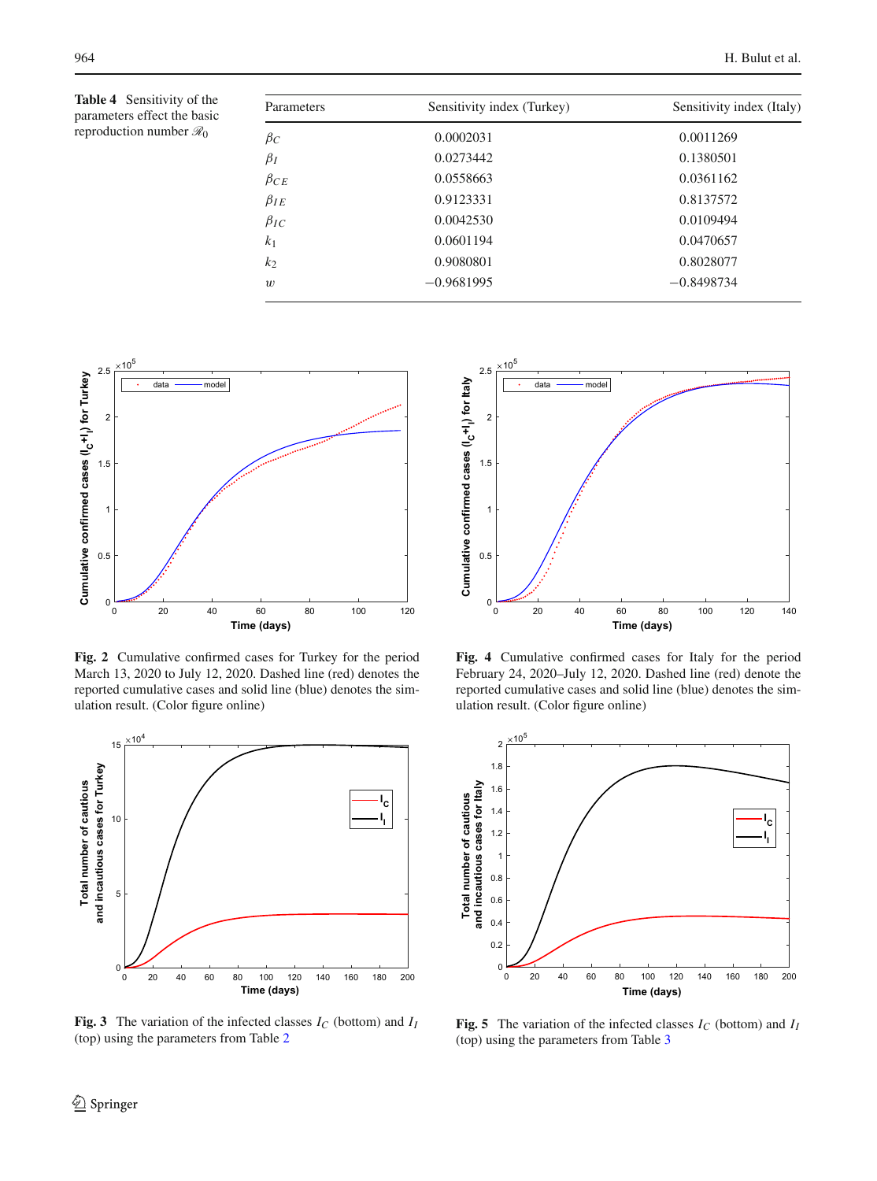**Table 4** Sensitivity of the parameters effect the basic reproduction number $\mathscr{R}_0$

| Parameters | Sensitivity index (Turkey) | Sensitivity index (Italy) |
|---|---|---|
| $\beta_C$ | 0.0002031 | 0.0011269 |
| $\beta_I$ | 0.0273442 | 0.1380501 |
| $\beta_{CE}$ | 0.0558663 | 0.0361162 |
| $\beta_{IE}$ | 0.9123331 | 0.8137572 |
| $\beta_{IC}$ | 0.0042530 | 0.0109494 |
| $k_1$ | 0.0601194 | 0.0470657 |
| $k_2$ | 0.9080801 | 0.8028077 |
| $w$ | −0.9681995 | −0.8498734 |

**Fig. 2** Cumulative confirmed cases for Turkey for the period March 13, 2020 to July 12, 2020. Dashed line (red) denotes the reported cumulative cases and solid line (blue) denotes the simulation result. (Color figure online)

**Fig. 4** Cumulative confirmed cases for Italy for the period February 24, 2020–July 12, 2020. Dashed line (red) denote the reported cumulative cases and solid line (blue) denotes the simulation result. (Color figure online)

**Fig. 3** The variation of the infected classes $I_C$ (bottom) and $I_I$ (top) using the parameters from Table 2

**Fig. 5** The variation of the infected classes $I_C$ (bottom) and $I_I$ (top) using the parameters from Table 3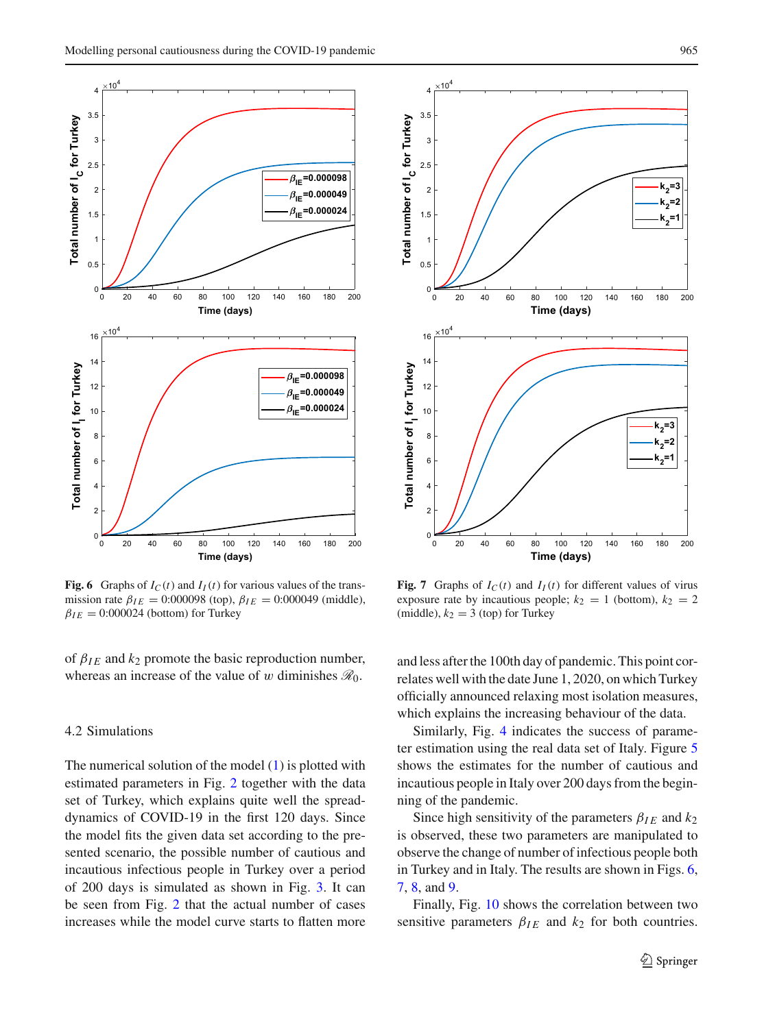**Fig. 6** Graphs of $I_C(t)$ and $I_I(t)$ for various values of the transmission rate $\beta_{IE} = 0{:}000098$ (top), $\beta_{IE} = 0{:}000049$ (middle), $\beta_{IE} = 0{:}000024$ (bottom) for Turkey

**Fig. 7** Graphs of $I_C(t)$ and $I_I(t)$ for different values of virus exposure rate by incautious people; $k_2 = 1$ (bottom), $k_2 = 2$ (middle), $k_2 = 3$ (top) for Turkey

of $\beta_{IE}$ and $k_2$ promote the basic reproduction number, whereas an increase of the value of $w$ diminishes $\mathscr{R}_0$.

### 4.2 Simulations

The numerical solution of the model (1) is plotted with estimated parameters in Fig. 2 together with the data set of Turkey, which explains quite well the spread-dynamics of COVID-19 in the first 120 days. Since the model fits the given data set according to the presented scenario, the possible number of cautious and incautious infectious people in Turkey over a period of 200 days is simulated as shown in Fig. 3. It can be seen from Fig. 2 that the actual number of cases increases while the model curve starts to flatten more and less after the 100th day of pandemic. This point correlates well with the date June 1, 2020, on which Turkey officially announced relaxing most isolation measures, which explains the increasing behaviour of the data.

Similarly, Fig. 4 indicates the success of parameter estimation using the real data set of Italy. Figure 5 shows the estimates for the number of cautious and incautious people in Italy over 200 days from the beginning of the pandemic.

Since high sensitivity of the parameters $\beta_{IE}$ and $k_2$ is observed, these two parameters are manipulated to observe the change of number of infectious people both in Turkey and in Italy. The results are shown in Figs. 6, 7, 8, and 9.

Finally, Fig. 10 shows the correlation between two sensitive parameters $\beta_{IE}$ and $k_2$ for both countries.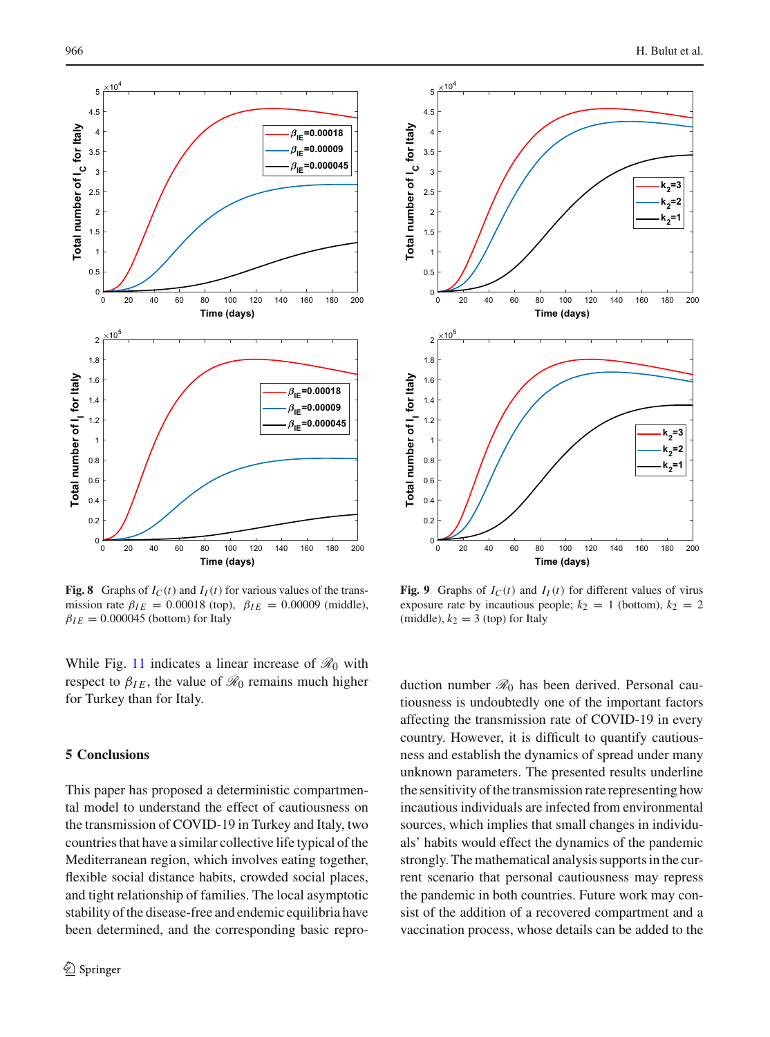**Fig. 8** Graphs of $I_C(t)$ and $I_I(t)$ for various values of the transmission rate $\beta_{IE} = 0.00018$ (top), $\beta_{IE} = 0.00009$ (middle), $\beta_{IE} = 0.000045$ (bottom) for Italy

**Fig. 9** Graphs of $I_C(t)$ and $I_I(t)$ for different values of virus exposure rate by incautious people; $k_2 = 1$ (bottom), $k_2 = 2$ (middle), $k_2 = 3$ (top) for Italy

While Fig. 11 indicates a linear increase of $\mathscr{R}_0$ with respect to $\beta_{IE}$, the value of $\mathscr{R}_0$ remains much higher for Turkey than for Italy.

## 5 Conclusions

This paper has proposed a deterministic compartmental model to understand the effect of cautiousness on the transmission of COVID-19 in Turkey and Italy, two countries that have a similar collective life typical of the Mediterranean region, which involves eating together, flexible social distance habits, crowded social places, and tight relationship of families. The local asymptotic stability of the disease-free and endemic equilibria have been determined, and the corresponding basic reproduction number $\mathscr{R}_0$ has been derived. Personal cautiousness is undoubtedly one of the important factors affecting the transmission rate of COVID-19 in every country. However, it is difficult to quantify cautiousness and establish the dynamics of spread under many unknown parameters. The presented results underline the sensitivity of the transmission rate representing how incautious individuals are infected from environmental sources, which implies that small changes in individuals' habits would effect the dynamics of the pandemic strongly. The mathematical analysis supports in the current scenario that personal cautiousness may repress the pandemic in both countries. Future work may consist of the addition of a recovered compartment and a vaccination process, whose details can be added to the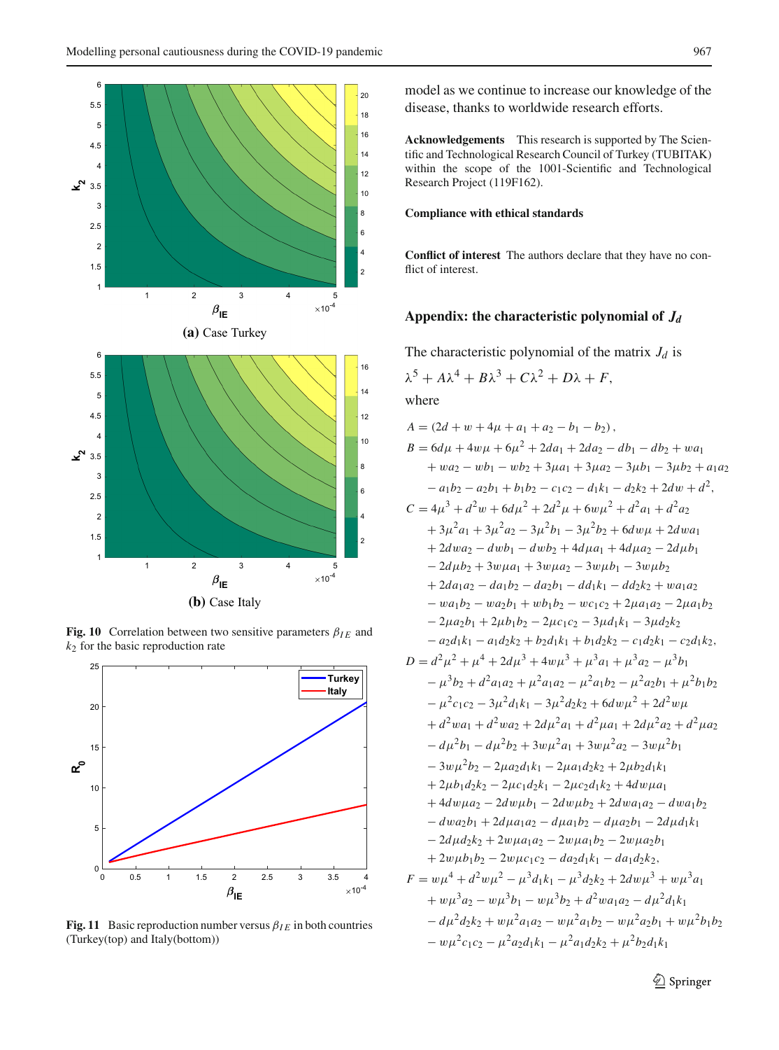Fig. 10 Correlation between two sensitive parameters $\beta_{IE}$ and $k_2$ for the basic reproduction rate

Fig. 11 Basic reproduction number versus $\beta_{IE}$ in both countries (Turkey(top) and Italy(bottom))

model as we continue to increase our knowledge of the disease, thanks to worldwide research efforts.

**Acknowledgements** This research is supported by The Scientific and Technological Research Council of Turkey (TUBITAK) within the scope of the 1001-Scientific and Technological Research Project (119F162).

**Compliance with ethical standards**

**Conflict of interest** The authors declare that they have no conflict of interest.

## Appendix: the characteristic polynomial of $J_d$

The characteristic polynomial of the matrix $J_d$ is

$$\lambda^5 + A\lambda^4 + B\lambda^3 + C\lambda^2 + D\lambda + F,$$

where

$$
\begin{aligned}
A &= (2d + w + 4\mu + a_1 + a_2 - b_1 - b_2),\\
B &= 6d\mu + 4w\mu + 6\mu^2 + 2da_1 + 2da_2 - db_1 - db_2 + wa_1\\
&\quad + wa_2 - wb_1 - wb_2 + 3\mu a_1 + 3\mu a_2 - 3\mu b_1 - 3\mu b_2 + a_1a_2\\
&\quad - a_1b_2 - a_2b_1 + b_1b_2 - c_1c_2 - d_1k_1 - d_2k_2 + 2dw + d^2,\\
C &= 4\mu^3 + d^2w + 6d\mu^2 + 2d^2\mu + 6w\mu^2 + d^2a_1 + d^2a_2\\
&\quad + 3\mu^2a_1 + 3\mu^2a_2 - 3\mu^2b_1 - 3\mu^2b_2 + 6dw\mu + 2dwa_1\\
&\quad + 2dwa_2 - dwb_1 - dwb_2 + 4d\mu a_1 + 4d\mu a_2 - 2d\mu b_1\\
&\quad - 2d\mu b_2 + 3w\mu a_1 + 3w\mu a_2 - 3w\mu b_1 - 3w\mu b_2\\
&\quad + 2da_1a_2 - da_1b_2 - da_2b_1 - dd_1k_1 - dd_2k_2 + wa_1a_2\\
&\quad - wa_1b_2 - wa_2b_1 + wb_1b_2 - wc_1c_2 + 2\mu a_1a_2 - 2\mu a_1b_2\\
&\quad - 2\mu a_2b_1 + 2\mu b_1b_2 - 2\mu c_1c_2 - 3\mu d_1k_1 - 3\mu d_2k_2\\
&\quad - a_2d_1k_1 - a_1d_2k_2 + b_2d_1k_1 + b_1d_2k_2 - c_1d_2k_1 - c_2d_1k_2,\\
D &= d^2\mu^2 + \mu^4 + 2d\mu^3 + 4w\mu^3 + \mu^3a_1 + \mu^3a_2 - \mu^3b_1\\
&\quad - \mu^3b_2 + d^2a_1a_2 + \mu^2a_1a_2 - \mu^2a_1b_2 - \mu^2a_2b_1 + \mu^2b_1b_2\\
&\quad - \mu^2c_1c_2 - 3\mu^2d_1k_1 - 3\mu^2d_2k_2 + 6dw\mu^2 + 2d^2w\mu\\
&\quad + d^2wa_1 + d^2wa_2 + 2d\mu^2a_1 + d^2\mu a_1 + 2d\mu^2a_2 + d^2\mu a_2\\
&\quad - d\mu^2b_1 - d\mu^2b_2 + 3w\mu^2a_1 + 3w\mu^2a_2 - 3w\mu^2b_1\\
&\quad - 3w\mu^2b_2 - 2\mu a_2d_1k_1 - 2\mu a_1d_2k_2 + 2\mu b_2d_1k_1\\
&\quad + 2\mu b_1d_2k_2 - 2\mu c_1d_2k_1 - 2\mu c_2d_1k_2 + 4dw\mu a_1\\
&\quad + 4dw\mu a_2 - 2dw\mu b_1 - 2dw\mu b_2 + 2dwa_1a_2 - dwa_1b_2\\
&\quad - dwa_2b_1 + 2d\mu a_1a_2 - d\mu a_1b_2 - d\mu a_2b_1 - 2d\mu d_1k_1\\
&\quad - 2d\mu d_2k_2 + 2w\mu a_1a_2 - 2w\mu a_1b_2 - 2w\mu a_2b_1\\
&\quad + 2w\mu b_1b_2 - 2w\mu c_1c_2 - da_2d_1k_1 - da_1d_2k_2,\\
F &= w\mu^4 + d^2w\mu^2 - \mu^3d_1k_1 - \mu^3d_2k_2 + 2dw\mu^3 + w\mu^3a_1\\
&\quad + w\mu^3a_2 - w\mu^3b_1 - w\mu^3b_2 + d^2wa_1a_2 - d\mu^2d_1k_1\\
&\quad - d\mu^2d_2k_2 + w\mu^2a_1a_2 - w\mu^2a_1b_2 - w\mu^2a_2b_1 + w\mu^2b_1b_2\\
&\quad - w\mu^2c_1c_2 - \mu^2a_2d_1k_1 - \mu^2a_1d_2k_2 + \mu^2b_2d_1k_1
\end{aligned}
$$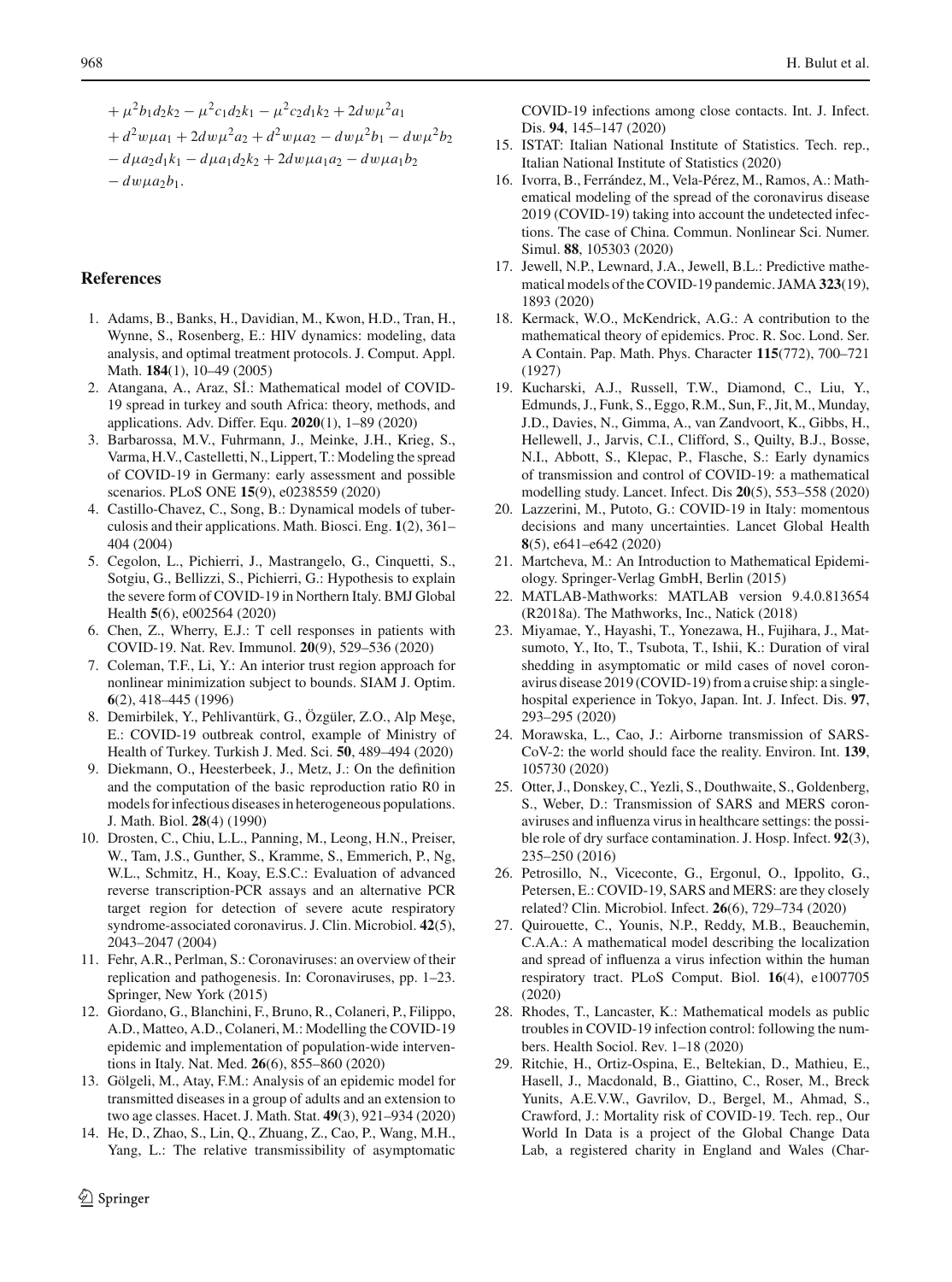$$
\begin{aligned}
&+ \mu^2 b_1 d_2 k_2 - \mu^2 c_1 d_2 k_1 - \mu^2 c_2 d_1 k_2 + 2dw\mu^2 a_1 \\
&+ d^2 w\mu a_1 + 2dw\mu^2 a_2 + d^2 w\mu a_2 - dw\mu^2 b_1 - dw\mu^2 b_2 \\
&- d\mu a_2 d_1 k_1 - d\mu a_1 d_2 k_2 + 2dw\mu a_1 a_2 - dw\mu a_1 b_2 \\
&- dw\mu a_2 b_1.
\end{aligned}
$$

## References

1. Adams, B., Banks, H., Davidian, M., Kwon, H.D., Tran, H., Wynne, S., Rosenberg, E.: HIV dynamics: modeling, data analysis, and optimal treatment protocols. J. Comput. Appl. Math. **184**(1), 10–49 (2005)
2. Atangana, A., Araz, Sİ.: Mathematical model of COVID-19 spread in turkey and south Africa: theory, methods, and applications. Adv. Differ. Equ. **2020**(1), 1–89 (2020)
3. Barbarossa, M.V., Fuhrmann, J., Meinke, J.H., Krieg, S., Varma, H.V., Castelletti, N., Lippert, T.: Modeling the spread of COVID-19 in Germany: early assessment and possible scenarios. PLoS ONE **15**(9), e0238559 (2020)
4. Castillo-Chavez, C., Song, B.: Dynamical models of tuberculosis and their applications. Math. Biosci. Eng. **1**(2), 361–404 (2004)
5. Cegolon, L., Pichierri, J., Mastrangelo, G., Cinquetti, S., Sotgiu, G., Bellizzi, S., Pichierri, G.: Hypothesis to explain the severe form of COVID-19 in Northern Italy. BMJ Global Health **5**(6), e002564 (2020)
6. Chen, Z., Wherry, E.J.: T cell responses in patients with COVID-19. Nat. Rev. Immunol. **20**(9), 529–536 (2020)
7. Coleman, T.F., Li, Y.: An interior trust region approach for nonlinear minimization subject to bounds. SIAM J. Optim. **6**(2), 418–445 (1996)
8. Demirbilek, Y., Pehlivantürk, G., Özgüler, Z.O., Alp Meşe, E.: COVID-19 outbreak control, example of Ministry of Health of Turkey. Turkish J. Med. Sci. **50**, 489–494 (2020)
9. Diekmann, O., Heesterbeek, J., Metz, J.: On the definition and the computation of the basic reproduction ratio R0 in models for infectious diseases in heterogeneous populations. J. Math. Biol. **28**(4) (1990)
10. Drosten, C., Chiu, L.L., Panning, M., Leong, H.N., Preiser, W., Tam, J.S., Gunther, S., Kramme, S., Emmerich, P., Ng, W.L., Schmitz, H., Koay, E.S.C.: Evaluation of advanced reverse transcription-PCR assays and an alternative PCR target region for detection of severe acute respiratory syndrome-associated coronavirus. J. Clin. Microbiol. **42**(5), 2043–2047 (2004)
11. Fehr, A.R., Perlman, S.: Coronaviruses: an overview of their replication and pathogenesis. In: Coronaviruses, pp. 1–23. Springer, New York (2015)
12. Giordano, G., Blanchini, F., Bruno, R., Colaneri, P., Filippo, A.D., Matteo, A.D., Colaneri, M.: Modelling the COVID-19 epidemic and implementation of population-wide interventions in Italy. Nat. Med. **26**(6), 855–860 (2020)
13. Gölgeli, M., Atay, F.M.: Analysis of an epidemic model for transmitted diseases in a group of adults and an extension to two age classes. Hacet. J. Math. Stat. **49**(3), 921–934 (2020)
14. He, D., Zhao, S., Lin, Q., Zhuang, Z., Cao, P., Wang, M.H., Yang, L.: The relative transmissibility of asymptomatic COVID-19 infections among close contacts. Int. J. Infect. Dis. **94**, 145–147 (2020)
15. ISTAT: Italian National Institute of Statistics. Tech. rep., Italian National Institute of Statistics (2020)
16. Ivorra, B., Ferrández, M., Vela-Pérez, M., Ramos, A.: Mathematical modeling of the spread of the coronavirus disease 2019 (COVID-19) taking into account the undetected infections. The case of China. Commun. Nonlinear Sci. Numer. Simul. **88**, 105303 (2020)
17. Jewell, N.P., Lewnard, J.A., Jewell, B.L.: Predictive mathematical models of the COVID-19 pandemic. JAMA **323**(19), 1893 (2020)
18. Kermack, W.O., McKendrick, A.G.: A contribution to the mathematical theory of epidemics. Proc. R. Soc. Lond. Ser. A Contain. Pap. Math. Phys. Character **115**(772), 700–721 (1927)
19. Kucharski, A.J., Russell, T.W., Diamond, C., Liu, Y., Edmunds, J., Funk, S., Eggo, R.M., Sun, F., Jit, M., Munday, J.D., Davies, N., Gimma, A., van Zandvoort, K., Gibbs, H., Hellewell, J., Jarvis, C.I., Clifford, S., Quilty, B.J., Bosse, N.I., Abbott, S., Klepac, P., Flasche, S.: Early dynamics of transmission and control of COVID-19: a mathematical modelling study. Lancet. Infect. Dis **20**(5), 553–558 (2020)
20. Lazzerini, M., Putoto, G.: COVID-19 in Italy: momentous decisions and many uncertainties. Lancet Global Health **8**(5), e641–e642 (2020)
21. Martcheva, M.: An Introduction to Mathematical Epidemiology. Springer-Verlag GmbH, Berlin (2015)
22. MATLAB-Mathworks: MATLAB version 9.4.0.813654 (R2018a). The Mathworks, Inc., Natick (2018)
23. Miyamae, Y., Hayashi, T., Yonezawa, H., Fujihara, J., Matsumoto, Y., Ito, T., Tsubota, T., Ishii, K.: Duration of viral shedding in asymptomatic or mild cases of novel coronavirus disease 2019 (COVID-19) from a cruise ship: a single-hospital experience in Tokyo, Japan. Int. J. Infect. Dis. **97**, 293–295 (2020)
24. Morawska, L., Cao, J.: Airborne transmission of SARS-CoV-2: the world should face the reality. Environ. Int. **139**, 105730 (2020)
25. Otter, J., Donskey, C., Yezli, S., Douthwaite, S., Goldenberg, S., Weber, D.: Transmission of SARS and MERS coronaviruses and influenza virus in healthcare settings: the possible role of dry surface contamination. J. Hosp. Infect. **92**(3), 235–250 (2016)
26. Petrosillo, N., Viceconte, G., Ergonul, O., Ippolito, G., Petersen, E.: COVID-19, SARS and MERS: are they closely related? Clin. Microbiol. Infect. **26**(6), 729–734 (2020)
27. Quirouette, C., Younis, N.P., Reddy, M.B., Beauchemin, C.A.A.: A mathematical model describing the localization and spread of influenza a virus infection within the human respiratory tract. PLoS Comput. Biol. **16**(4), e1007705 (2020)
28. Rhodes, T., Lancaster, K.: Mathematical models as public troubles in COVID-19 infection control: following the numbers. Health Sociol. Rev. 1–18 (2020)
29. Ritchie, H., Ortiz-Ospina, E., Beltekian, D., Mathieu, E., Hasell, J., Macdonald, B., Giattino, C., Roser, M., Breck Yunits, A.E.V.W., Gavrilov, D., Bergel, M., Ahmad, S., Crawford, J.: Mortality risk of COVID-19. Tech. rep., Our World In Data is a project of the Global Change Data Lab, a registered charity in England and Wales (Char-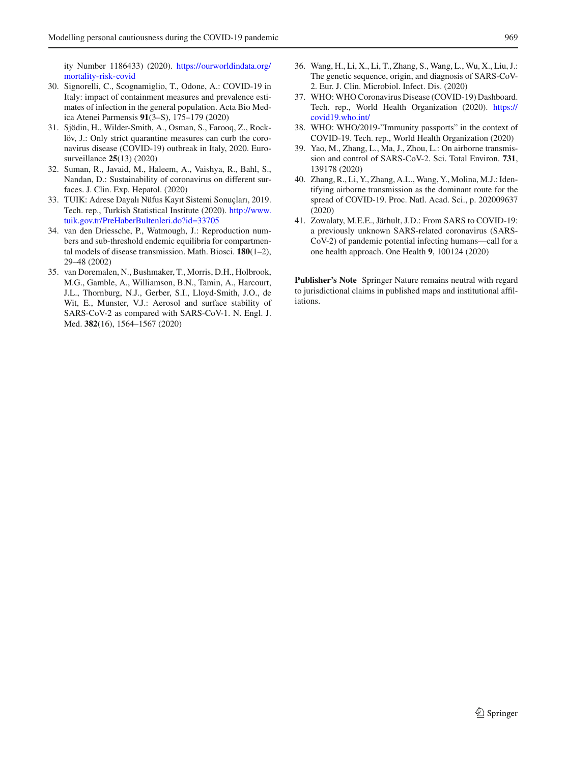ity Number 1186433) (2020). https://ourworldindata.org/mortality-risk-covid

30. Signorelli, C., Scognamiglio, T., Odone, A.: COVID-19 in Italy: impact of containment measures and prevalence estimates of infection in the general population. Acta Bio Medica Atenei Parmensis **91**(3–S), 175–179 (2020)
31. Sjödin, H., Wilder-Smith, A., Osman, S., Farooq, Z., Rocklöv, J.: Only strict quarantine measures can curb the coronavirus disease (COVID-19) outbreak in Italy, 2020. Eurosurveillance **25**(13) (2020)
32. Suman, R., Javaid, M., Haleem, A., Vaishya, R., Bahl, S., Nandan, D.: Sustainability of coronavirus on different surfaces. J. Clin. Exp. Hepatol. (2020)
33. TUIK: Adrese Dayalı Nüfus Kayıt Sistemi Sonuçları, 2019. Tech. rep., Turkish Statistical Institute (2020). http://www.tuik.gov.tr/PreHaberBultenleri.do?id=33705
34. van den Driessche, P., Watmough, J.: Reproduction numbers and sub-threshold endemic equilibria for compartmental models of disease transmission. Math. Biosci. **180**(1–2), 29–48 (2002)
35. van Doremalen, N., Bushmaker, T., Morris, D.H., Holbrook, M.G., Gamble, A., Williamson, B.N., Tamin, A., Harcourt, J.L., Thornburg, N.J., Gerber, S.I., Lloyd-Smith, J.O., de Wit, E., Munster, V.J.: Aerosol and surface stability of SARS-CoV-2 as compared with SARS-CoV-1. N. Engl. J. Med. **382**(16), 1564–1567 (2020)
36. Wang, H., Li, X., Li, T., Zhang, S., Wang, L., Wu, X., Liu, J.: The genetic sequence, origin, and diagnosis of SARS-CoV-2. Eur. J. Clin. Microbiol. Infect. Dis. (2020)
37. WHO: WHO Coronavirus Disease (COVID-19) Dashboard. Tech. rep., World Health Organization (2020). https://covid19.who.int/
38. WHO: WHO/2019-"Immunity passports" in the context of COVID-19. Tech. rep., World Health Organization (2020)
39. Yao, M., Zhang, L., Ma, J., Zhou, L.: On airborne transmission and control of SARS-CoV-2. Sci. Total Environ. **731**, 139178 (2020)
40. Zhang, R., Li, Y., Zhang, A.L., Wang, Y., Molina, M.J.: Identifying airborne transmission as the dominant route for the spread of COVID-19. Proc. Natl. Acad. Sci., p. 202009637 (2020)
41. Zowalaty, M.E.E., Järhult, J.D.: From SARS to COVID-19: a previously unknown SARS-related coronavirus (SARS-CoV-2) of pandemic potential infecting humans—call for a one health approach. One Health **9**, 100124 (2020)

**Publisher's Note** Springer Nature remains neutral with regard to jurisdictional claims in published maps and institutional affiliations.